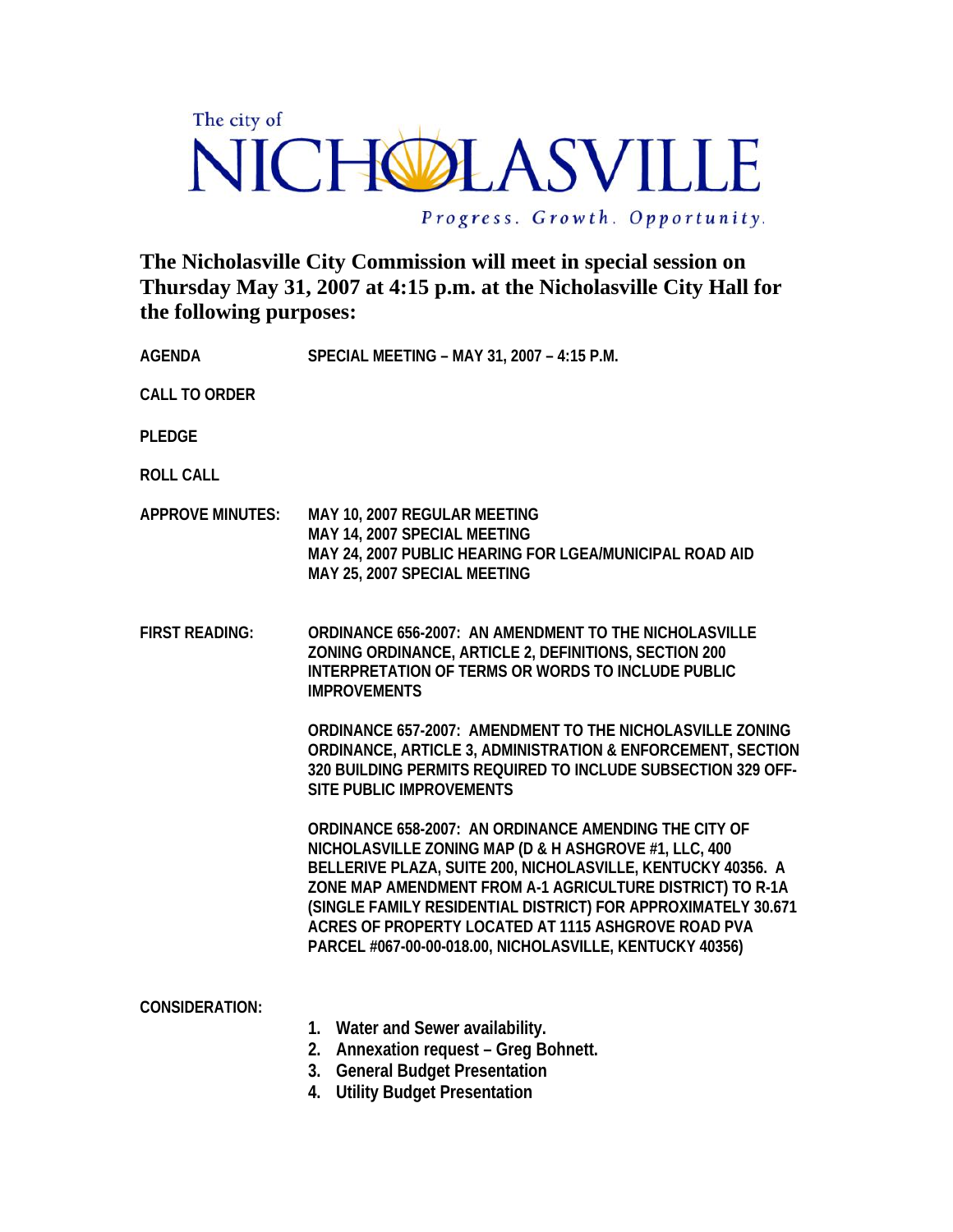The city of

# NICHOLASVILLE

*Progress. Growth. Opportunity.*

## The Nicholasville City Commission will meet in special session on Thursday May 31, 2007 at 4:15 p.m. at the Nicholasville City Hall for the following purposes:

**AGENDA** **SPECIAL MEETING – MAY 31, 2007 – 4:15 P.M.**

**CALL TO ORDER**

**PLEDGE**

**ROLL CALL**

**APPROVE MINUTES:**

**MAY 10, 2007 REGULAR MEETING**
**MAY 14, 2007 SPECIAL MEETING**
**MAY 24, 2007 PUBLIC HEARING FOR LGEA/MUNICIPAL ROAD AID**
**MAY 25, 2007 SPECIAL MEETING**

**FIRST READING:**

**ORDINANCE 656-2007: AN AMENDMENT TO THE NICHOLASVILLE ZONING ORDINANCE, ARTICLE 2, DEFINITIONS, SECTION 200 INTERPRETATION OF TERMS OR WORDS TO INCLUDE PUBLIC IMPROVEMENTS**

**ORDINANCE 657-2007: AMENDMENT TO THE NICHOLASVILLE ZONING ORDINANCE, ARTICLE 3, ADMINISTRATION & ENFORCEMENT, SECTION 320 BUILDING PERMITS REQUIRED TO INCLUDE SUBSECTION 329 OFF-SITE PUBLIC IMPROVEMENTS**

**ORDINANCE 658-2007: AN ORDINANCE AMENDING THE CITY OF NICHOLASVILLE ZONING MAP (D & H ASHGROVE #1, LLC, 400 BELLERIVE PLAZA, SUITE 200, NICHOLASVILLE, KENTUCKY 40356. A ZONE MAP AMENDMENT FROM A-1 AGRICULTURE DISTRICT) TO R-1A (SINGLE FAMILY RESIDENTIAL DISTRICT) FOR APPROXIMATELY 30.671 ACRES OF PROPERTY LOCATED AT 1115 ASHGROVE ROAD PVA PARCEL #067-00-00-018.00, NICHOLASVILLE, KENTUCKY 40356)**

**CONSIDERATION:**

1. **Water and Sewer availability.**
2. **Annexation request – Greg Bohnett.**
3. **General Budget Presentation**
4. **Utility Budget Presentation**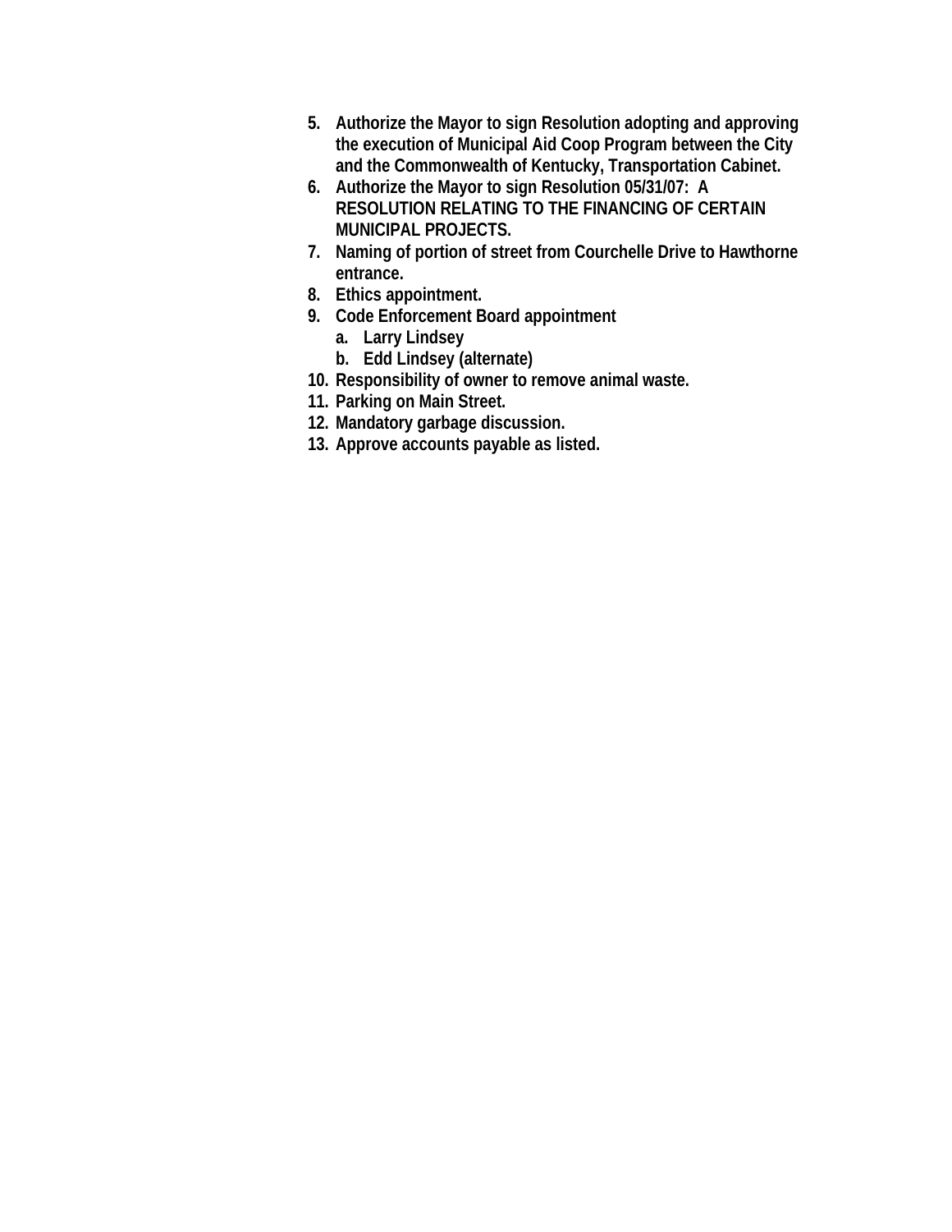5. **Authorize the Mayor to sign Resolution adopting and approving the execution of Municipal Aid Coop Program between the City and the Commonwealth of Kentucky, Transportation Cabinet.**
6. **Authorize the Mayor to sign Resolution 05/31/07: A RESOLUTION RELATING TO THE FINANCING OF CERTAIN MUNICIPAL PROJECTS.**
7. **Naming of portion of street from Courchelle Drive to Hawthorne entrance.**
8. **Ethics appointment.**
9. **Code Enforcement Board appointment**
   a. **Larry Lindsey**
   b. **Edd Lindsey (alternate)**
10. **Responsibility of owner to remove animal waste.**
11. **Parking on Main Street.**
12. **Mandatory garbage discussion.**
13. **Approve accounts payable as listed.**